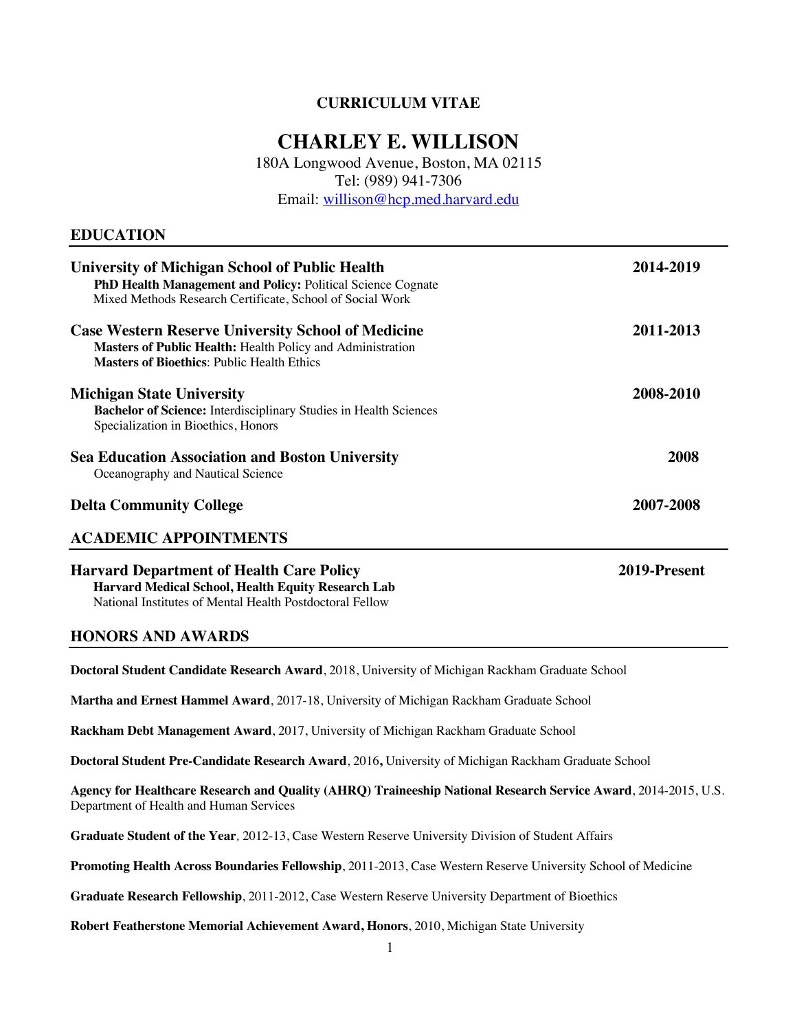**CURRICULUM VITAE**

# CHARLEY E. WILLISON

180A Longwood Avenue, Boston, MA 02115
Tel: (989) 941-7306
Email: willison@hcp.med.harvard.edu

## EDUCATION

**University of Michigan School of Public Health** — **2014-2019**
**PhD Health Management and Policy:** Political Science Cognate
Mixed Methods Research Certificate, School of Social Work

**Case Western Reserve University School of Medicine** — **2011-2013**
**Masters of Public Health:** Health Policy and Administration
**Masters of Bioethics**: Public Health Ethics

**Michigan State University** — **2008-2010**
**Bachelor of Science:** Interdisciplinary Studies in Health Sciences
Specialization in Bioethics, Honors

**Sea Education Association and Boston University** — **2008**
Oceanography and Nautical Science

**Delta Community College** — **2007-2008**

## ACADEMIC APPOINTMENTS

**Harvard Department of Health Care Policy** — **2019-Present**
**Harvard Medical School, Health Equity Research Lab**
National Institutes of Mental Health Postdoctoral Fellow

## HONORS AND AWARDS

**Doctoral Student Candidate Research Award**, 2018, University of Michigan Rackham Graduate School

**Martha and Ernest Hammel Award**, 2017-18, University of Michigan Rackham Graduate School

**Rackham Debt Management Award**, 2017, University of Michigan Rackham Graduate School

**Doctoral Student Pre-Candidate Research Award**, 2016**,** University of Michigan Rackham Graduate School

**Agency for Healthcare Research and Quality (AHRQ) Traineeship National Research Service Award**, 2014-2015, U.S. Department of Health and Human Services

**Graduate Student of the Year**, 2012-13, Case Western Reserve University Division of Student Affairs

**Promoting Health Across Boundaries Fellowship**, 2011-2013, Case Western Reserve University School of Medicine

**Graduate Research Fellowship**, 2011-2012, Case Western Reserve University Department of Bioethics

**Robert Featherstone Memorial Achievement Award, Honors**, 2010, Michigan State University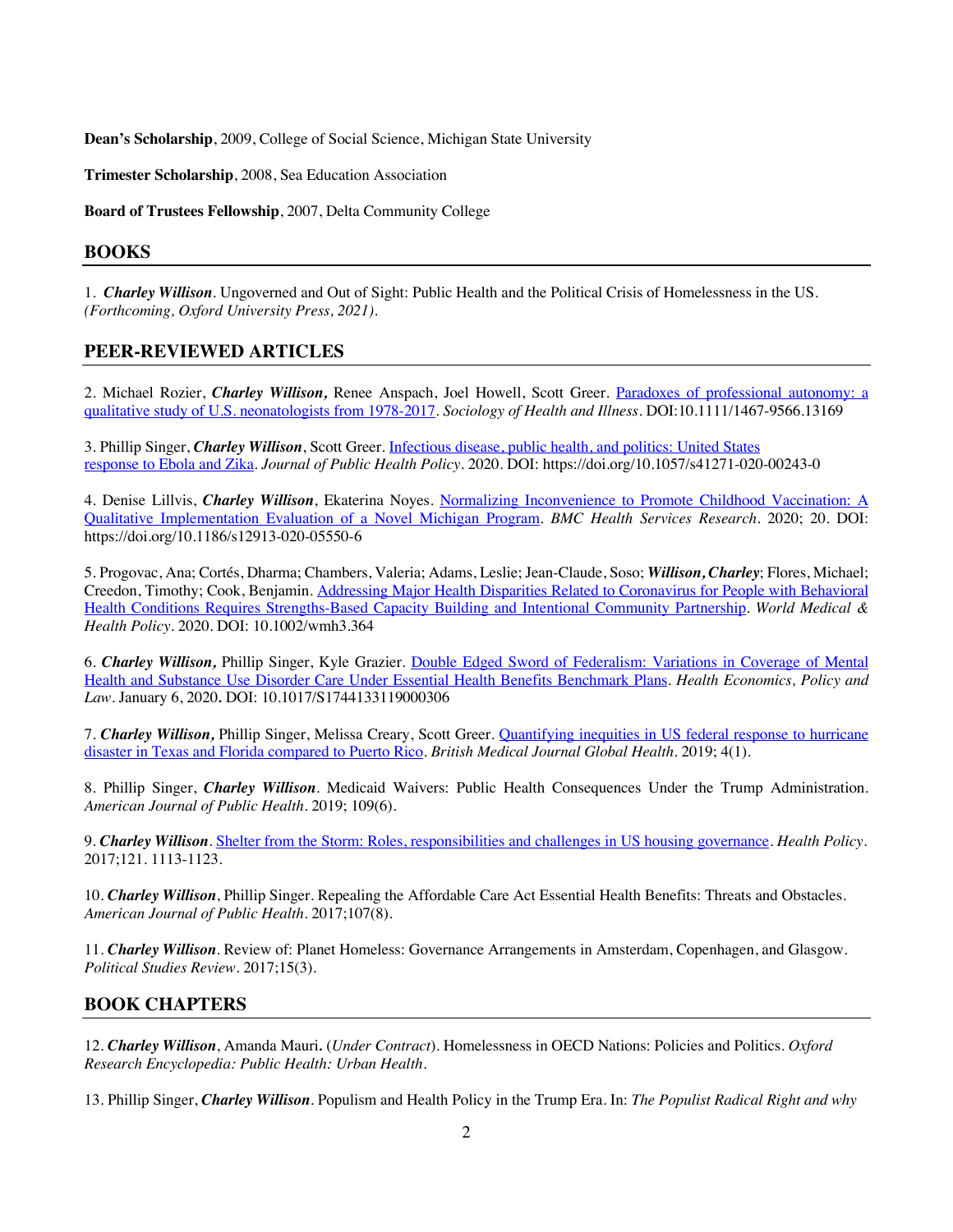**Dean's Scholarship**, 2009, College of Social Science, Michigan State University

**Trimester Scholarship**, 2008, Sea Education Association

**Board of Trustees Fellowship**, 2007, Delta Community College

## BOOKS

1. ***Charley Willison***. Ungoverned and Out of Sight: Public Health and the Political Crisis of Homelessness in the US. *(Forthcoming, Oxford University Press, 2021).*

## PEER-REVIEWED ARTICLES

2. Michael Rozier, ***Charley Willison,*** Renee Anspach, Joel Howell, Scott Greer. Paradoxes of professional autonomy: a qualitative study of U.S. neonatologists from 1978-2017. *Sociology of Health and Illness*. DOI:10.1111/1467-9566.13169

3. Phillip Singer, ***Charley Willison***, Scott Greer. Infectious disease, public health, and politics: United States response to Ebola and Zika. *Journal of Public Health Policy*. 2020. DOI: https://doi.org/10.1057/s41271-020-00243-0

4. Denise Lillvis, ***Charley Willison***, Ekaterina Noyes. Normalizing Inconvenience to Promote Childhood Vaccination: A Qualitative Implementation Evaluation of a Novel Michigan Program. *BMC Health Services Research*. 2020; 20. DOI: https://doi.org/10.1186/s12913-020-05550-6

5. Progovac, Ana; Cortés, Dharma; Chambers, Valeria; Adams, Leslie; Jean-Claude, Soso; ***Willison, Charley***; Flores, Michael; Creedon, Timothy; Cook, Benjamin. Addressing Major Health Disparities Related to Coronavirus for People with Behavioral Health Conditions Requires Strengths-Based Capacity Building and Intentional Community Partnership. *World Medical & Health Policy*. 2020. DOI: 10.1002/wmh3.364

6. ***Charley Willison,*** Phillip Singer, Kyle Grazier. Double Edged Sword of Federalism: Variations in Coverage of Mental Health and Substance Use Disorder Care Under Essential Health Benefits Benchmark Plans. *Health Economics, Policy and Law*. January 6, 2020**.** DOI: 10.1017/S1744133119000306

7. ***Charley Willison,*** Phillip Singer, Melissa Creary, Scott Greer. Quantifying inequities in US federal response to hurricane disaster in Texas and Florida compared to Puerto Rico. *British Medical Journal Global Health*. 2019; 4(1).

8. Phillip Singer, ***Charley Willison***. Medicaid Waivers: Public Health Consequences Under the Trump Administration. *American Journal of Public Health*. 2019; 109(6).

9. ***Charley Willison***. Shelter from the Storm: Roles, responsibilities and challenges in US housing governance. *Health Policy*. 2017;121. 1113-1123.

10. ***Charley Willison***, Phillip Singer. Repealing the Affordable Care Act Essential Health Benefits: Threats and Obstacles. *American Journal of Public Health*. 2017;107(8).

11. ***Charley Willison***. Review of: Planet Homeless: Governance Arrangements in Amsterdam, Copenhagen, and Glasgow. *Political Studies Review*. 2017;15(3).

## BOOK CHAPTERS

12. ***Charley Willison***, Amanda Mauri**.** (*Under Contract*). Homelessness in OECD Nations: Policies and Politics. *Oxford Research Encyclopedia: Public Health: Urban Health*.

13. Phillip Singer, ***Charley Willison***. Populism and Health Policy in the Trump Era. In: *The Populist Radical Right and why*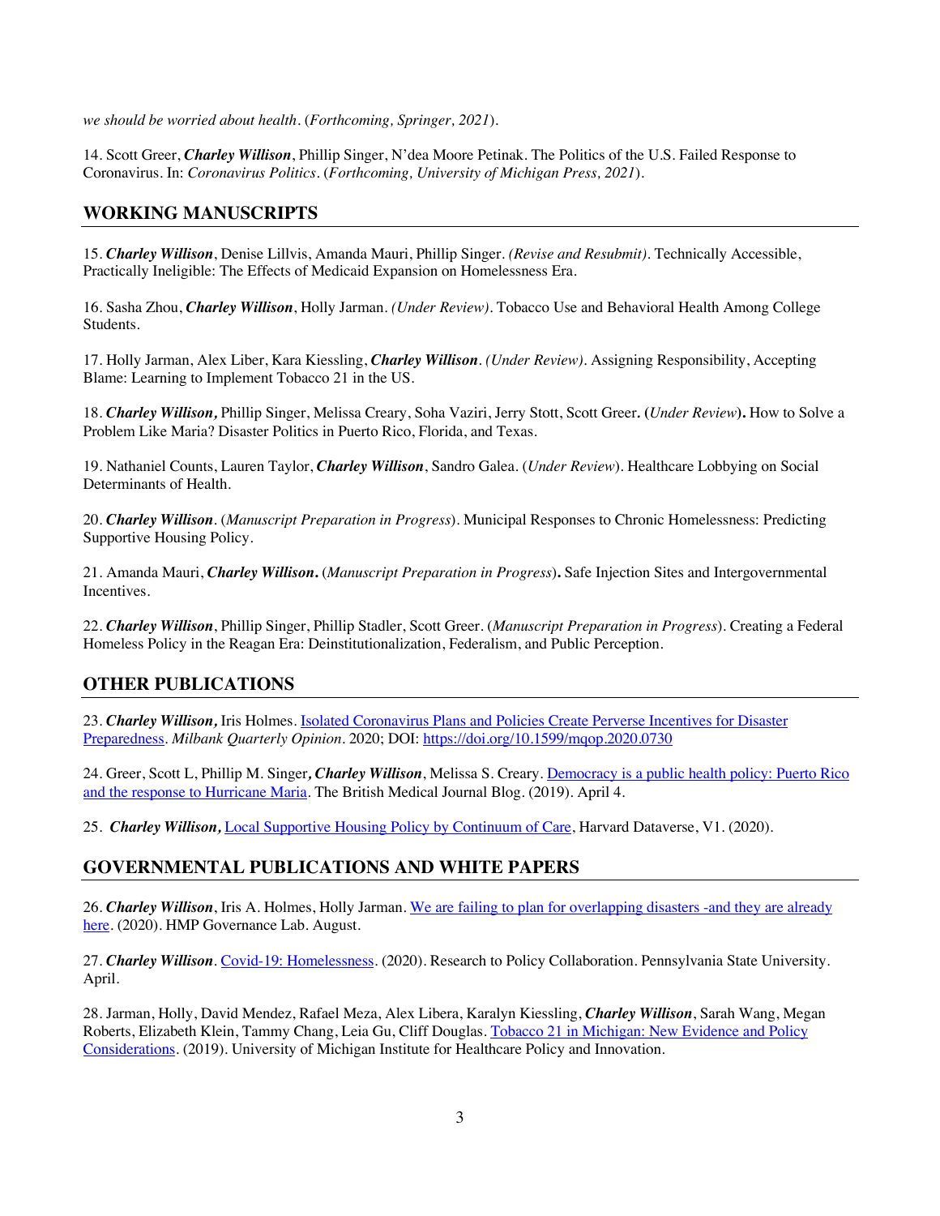*we should be worried about health*. (*Forthcoming, Springer, 2021*).

14. Scott Greer, ***Charley Willison***, Phillip Singer, N'dea Moore Petinak. The Politics of the U.S. Failed Response to Coronavirus. In: *Coronavirus Politics*. (*Forthcoming, University of Michigan Press, 2021*).

## WORKING MANUSCRIPTS

15. ***Charley Willison***, Denise Lillvis, Amanda Mauri, Phillip Singer. *(Revise and Resubmit)*. Technically Accessible, Practically Ineligible: The Effects of Medicaid Expansion on Homelessness Era.

16. Sasha Zhou, ***Charley Willison***, Holly Jarman. *(Under Review)*. Tobacco Use and Behavioral Health Among College Students.

17. Holly Jarman, Alex Liber, Kara Kiessling, ***Charley Willison***. *(Under Review)*. Assigning Responsibility, Accepting Blame: Learning to Implement Tobacco 21 in the US.

18. ***Charley Willison,*** Phillip Singer, Melissa Creary, Soha Vaziri, Jerry Stott, Scott Greer**.** **(***Under Review***).** How to Solve a Problem Like Maria? Disaster Politics in Puerto Rico, Florida, and Texas.

19. Nathaniel Counts, Lauren Taylor, ***Charley Willison***, Sandro Galea. (*Under Review*). Healthcare Lobbying on Social Determinants of Health.

20. ***Charley Willison***. (*Manuscript Preparation in Progress*). Municipal Responses to Chronic Homelessness: Predicting Supportive Housing Policy.

21. Amanda Mauri, ***Charley Willison.*** (*Manuscript Preparation in Progress*)**.** Safe Injection Sites and Intergovernmental Incentives.

22. ***Charley Willison***, Phillip Singer, Phillip Stadler, Scott Greer. (*Manuscript Preparation in Progress*). Creating a Federal Homeless Policy in the Reagan Era: Deinstitutionalization, Federalism, and Public Perception.

## OTHER PUBLICATIONS

23. ***Charley Willison,*** Iris Holmes. Isolated Coronavirus Plans and Policies Create Perverse Incentives for Disaster Preparedness. *Milbank Quarterly Opinion*. 2020; DOI: https://doi.org/10.1599/mqop.2020.0730

24. Greer, Scott L, Phillip M. Singer**,** ***Charley Willison***, Melissa S. Creary. Democracy is a public health policy: Puerto Rico and the response to Hurricane Maria. The British Medical Journal Blog. (2019). April 4.

25. ***Charley Willison,*** Local Supportive Housing Policy by Continuum of Care, Harvard Dataverse, V1. (2020).

## GOVERNMENTAL PUBLICATIONS AND WHITE PAPERS

26. ***Charley Willison***, Iris A. Holmes, Holly Jarman. We are failing to plan for overlapping disasters -and they are already here. (2020). HMP Governance Lab. August.

27. ***Charley Willison***. Covid-19: Homelessness. (2020). Research to Policy Collaboration. Pennsylvania State University. April.

28. Jarman, Holly, David Mendez, Rafael Meza, Alex Libera, Karalyn Kiessling, ***Charley Willison***, Sarah Wang, Megan Roberts, Elizabeth Klein, Tammy Chang, Leia Gu, Cliff Douglas. Tobacco 21 in Michigan: New Evidence and Policy Considerations. (2019). University of Michigan Institute for Healthcare Policy and Innovation.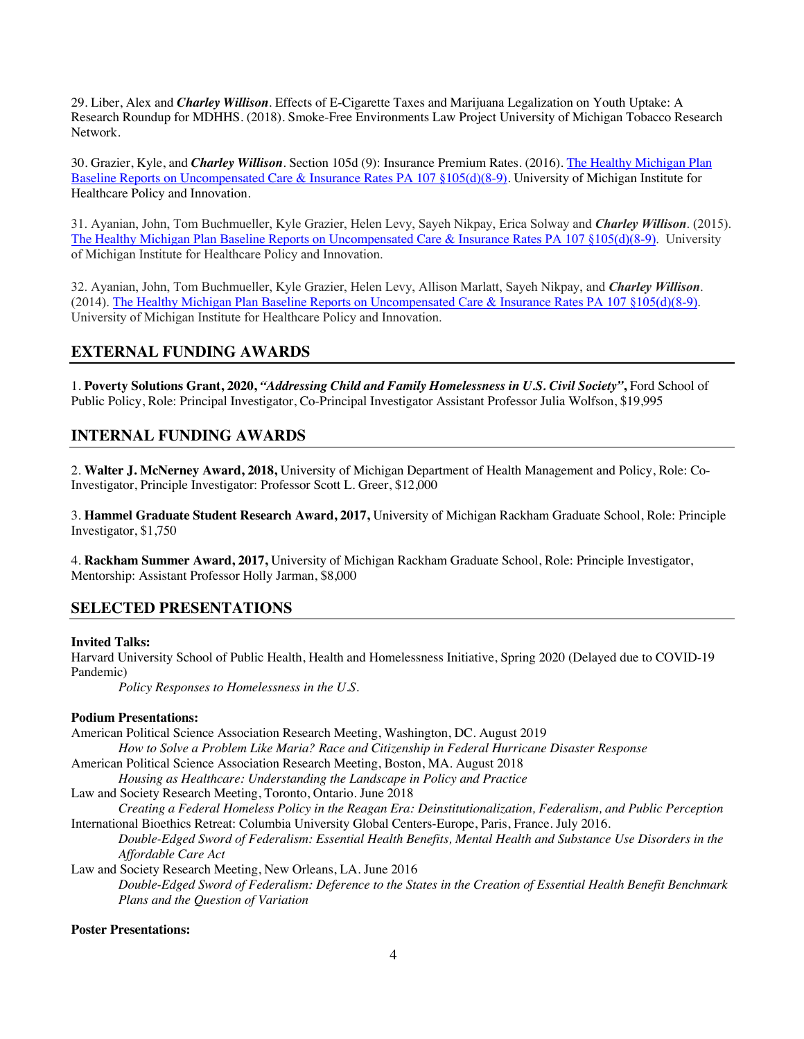29. Liber, Alex and ***Charley Willison***. Effects of E-Cigarette Taxes and Marijuana Legalization on Youth Uptake: A Research Roundup for MDHHS. (2018). Smoke-Free Environments Law Project University of Michigan Tobacco Research Network.

30. Grazier, Kyle, and ***Charley Willison***. Section 105d (9): Insurance Premium Rates. (2016). The Healthy Michigan Plan Baseline Reports on Uncompensated Care & Insurance Rates PA 107 §105(d)(8-9). University of Michigan Institute for Healthcare Policy and Innovation.

31. Ayanian, John, Tom Buchmueller, Kyle Grazier, Helen Levy, Sayeh Nikpay, Erica Solway and ***Charley Willison***. (2015). The Healthy Michigan Plan Baseline Reports on Uncompensated Care & Insurance Rates PA 107 §105(d)(8-9). University of Michigan Institute for Healthcare Policy and Innovation.

32. Ayanian, John, Tom Buchmueller, Kyle Grazier, Helen Levy, Allison Marlatt, Sayeh Nikpay, and ***Charley Willison***. (2014). The Healthy Michigan Plan Baseline Reports on Uncompensated Care & Insurance Rates PA 107 §105(d)(8-9). University of Michigan Institute for Healthcare Policy and Innovation.

## EXTERNAL FUNDING AWARDS

1. **Poverty Solutions Grant, 2020, *"Addressing Child and Family Homelessness in U.S. Civil Society"*,** Ford School of Public Policy, Role: Principal Investigator, Co-Principal Investigator Assistant Professor Julia Wolfson, $19,995

## INTERNAL FUNDING AWARDS

2. **Walter J. McNerney Award, 2018,** University of Michigan Department of Health Management and Policy, Role: Co-Investigator, Principle Investigator: Professor Scott L. Greer, $12,000

3. **Hammel Graduate Student Research Award, 2017,** University of Michigan Rackham Graduate School, Role: Principle Investigator, $1,750

4. **Rackham Summer Award, 2017,** University of Michigan Rackham Graduate School, Role: Principle Investigator, Mentorship: Assistant Professor Holly Jarman, $8,000

## SELECTED PRESENTATIONS

**Invited Talks:**

Harvard University School of Public Health, Health and Homelessness Initiative, Spring 2020 (Delayed due to COVID-19 Pandemic)
*Policy Responses to Homelessness in the U.S.*

**Podium Presentations:**

American Political Science Association Research Meeting, Washington, DC. August 2019
*How to Solve a Problem Like Maria? Race and Citizenship in Federal Hurricane Disaster Response*

American Political Science Association Research Meeting, Boston, MA. August 2018
*Housing as Healthcare: Understanding the Landscape in Policy and Practice*

Law and Society Research Meeting, Toronto, Ontario. June 2018
*Creating a Federal Homeless Policy in the Reagan Era: Deinstitutionalization, Federalism, and Public Perception*

International Bioethics Retreat: Columbia University Global Centers-Europe, Paris, France. July 2016.
*Double-Edged Sword of Federalism: Essential Health Benefits, Mental Health and Substance Use Disorders in the Affordable Care Act*

Law and Society Research Meeting, New Orleans, LA. June 2016
*Double-Edged Sword of Federalism: Deference to the States in the Creation of Essential Health Benefit Benchmark Plans and the Question of Variation*

**Poster Presentations:**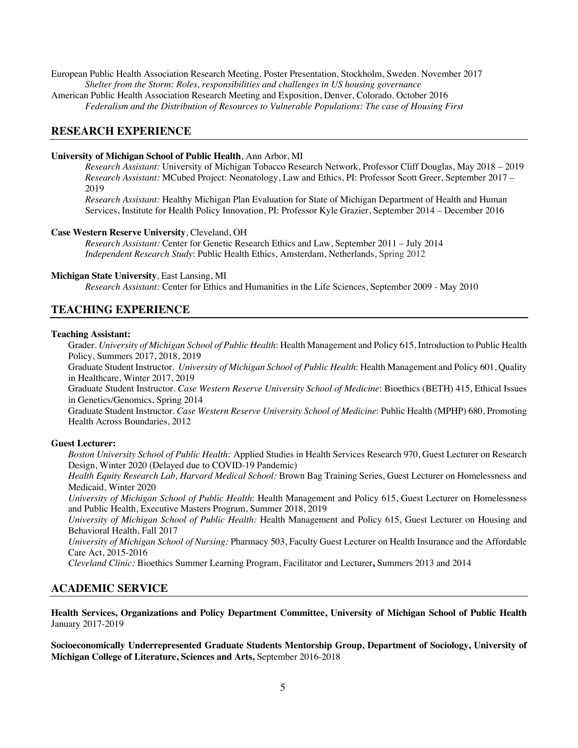European Public Health Association Research Meeting. Poster Presentation, Stockholm, Sweden. November 2017

*Shelter from the Storm: Roles, responsibilities and challenges in US housing governance*

American Public Health Association Research Meeting and Exposition, Denver, Colorado. October 2016

*Federalism and the Distribution of Resources to Vulnerable Populations: The case of Housing First*

## RESEARCH EXPERIENCE

**University of Michigan School of Public Health**, Ann Arbor, MI

*Research Assistant:* University of Michigan Tobacco Research Network, Professor Cliff Douglas, May 2018 – 2019

*Research Assistant:* MCubed Project: Neonatology, Law and Ethics, PI: Professor Scott Greer, September 2017 – 2019

*Research Assistant:* Healthy Michigan Plan Evaluation for State of Michigan Department of Health and Human Services, Institute for Health Policy Innovation, PI: Professor Kyle Grazier, September 2014 – December 2016

**Case Western Reserve University**, Cleveland, OH

*Research Assistant:* Center for Genetic Research Ethics and Law, September 2011 – July 2014

*Independent Research Study*: Public Health Ethics, Amsterdam, Netherlands, Spring 2012

**Michigan State University**, East Lansing, MI

*Research Assistant:* Center for Ethics and Humanities in the Life Sciences, September 2009 - May 2010

## TEACHING EXPERIENCE

**Teaching Assistant:**

Grader. *University of Michigan School of Public Health*: Health Management and Policy 615, Introduction to Public Health Policy, Summers 2017, 2018, 2019

Graduate Student Instructor. *University of Michigan School of Public Health*: Health Management and Policy 601, Quality in Healthcare, Winter 2017, 2019

Graduate Student Instructor. *Case Western Reserve University School of Medicine*: Bioethics (BETH) 415, Ethical Issues in Genetics/Genomics, Spring 2014

Graduate Student Instructor. *Case Western Reserve University School of Medicine*: Public Health (MPHP) 680, Promoting Health Across Boundaries, 2012

**Guest Lecturer:**

*Boston University School of Public Health:* Applied Studies in Health Services Research 970, Guest Lecturer on Research Design, Winter 2020 (Delayed due to COVID-19 Pandemic)

*Health Equity Research Lab, Harvard Medical School:* Brown Bag Training Series, Guest Lecturer on Homelessness and Medicaid, Winter 2020

*University of Michigan School of Public Health*: Health Management and Policy 615, Guest Lecturer on Homelessness and Public Health, Executive Masters Program, Summer 2018, 2019

*University of Michigan School of Public Health:* Health Management and Policy 615, Guest Lecturer on Housing and Behavioral Health, Fall 2017

*University of Michigan School of Nursing:* Pharmacy 503, Faculty Guest Lecturer on Health Insurance and the Affordable Care Act, 2015-2016

*Cleveland Clinic:* Bioethics Summer Learning Program, Facilitator and Lecturer**,** Summers 2013 and 2014

## ACADEMIC SERVICE

**Health Services, Organizations and Policy Department Committee, University of Michigan School of Public Health** January 2017-2019

**Socioeconomically Underrepresented Graduate Students Mentorship Group, Department of Sociology, University of Michigan College of Literature, Sciences and Arts,** September 2016-2018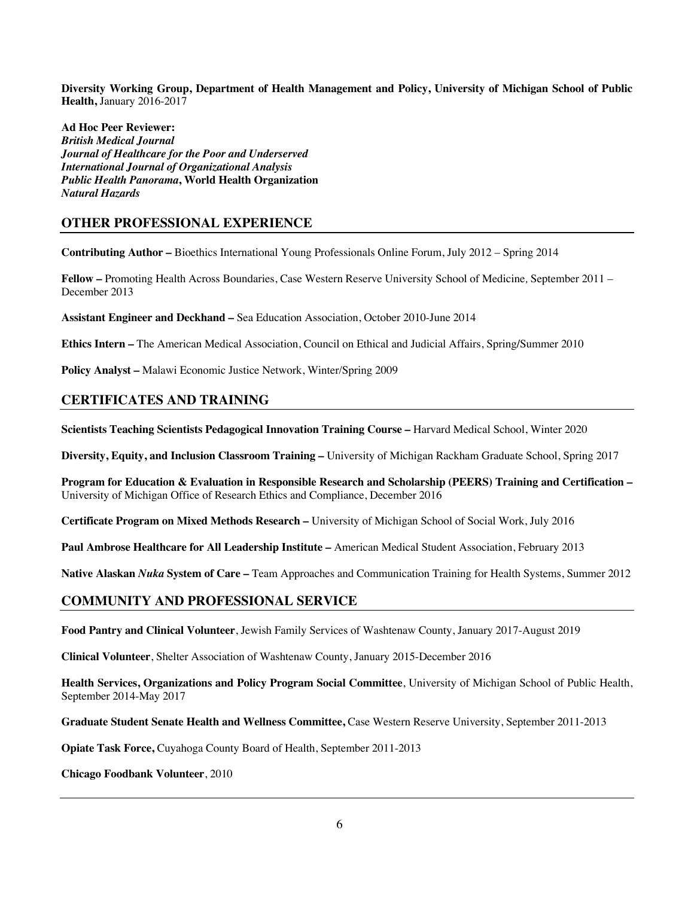**Diversity Working Group, Department of Health Management and Policy, University of Michigan School of Public Health,** January 2016-2017

**Ad Hoc Peer Reviewer:**
***British Medical Journal***
***Journal of Healthcare for the Poor and Underserved***
***International Journal of Organizational Analysis***
***Public Health Panorama*, World Health Organization**
***Natural Hazards***

## OTHER PROFESSIONAL EXPERIENCE

**Contributing Author –** Bioethics International Young Professionals Online Forum, July 2012 – Spring 2014

**Fellow –** Promoting Health Across Boundaries, Case Western Reserve University School of Medicine*,* September 2011 – December 2013

**Assistant Engineer and Deckhand –** Sea Education Association, October 2010-June 2014

**Ethics Intern –** The American Medical Association, Council on Ethical and Judicial Affairs, Spring/Summer 2010

**Policy Analyst –** Malawi Economic Justice Network, Winter/Spring 2009

## CERTIFICATES AND TRAINING

**Scientists Teaching Scientists Pedagogical Innovation Training Course –** Harvard Medical School, Winter 2020

**Diversity, Equity, and Inclusion Classroom Training –** University of Michigan Rackham Graduate School, Spring 2017

**Program for Education & Evaluation in Responsible Research and Scholarship (PEERS) Training and Certification –** University of Michigan Office of Research Ethics and Compliance, December 2016

**Certificate Program on Mixed Methods Research –** University of Michigan School of Social Work, July 2016

**Paul Ambrose Healthcare for All Leadership Institute –** American Medical Student Association, February 2013

**Native Alaskan *Nuka* System of Care –** Team Approaches and Communication Training for Health Systems, Summer 2012

## COMMUNITY AND PROFESSIONAL SERVICE

**Food Pantry and Clinical Volunteer**, Jewish Family Services of Washtenaw County, January 2017-August 2019

**Clinical Volunteer**, Shelter Association of Washtenaw County, January 2015-December 2016

**Health Services, Organizations and Policy Program Social Committee**, University of Michigan School of Public Health, September 2014-May 2017

**Graduate Student Senate Health and Wellness Committee,** Case Western Reserve University, September 2011-2013

**Opiate Task Force,** Cuyahoga County Board of Health, September 2011-2013

**Chicago Foodbank Volunteer**, 2010